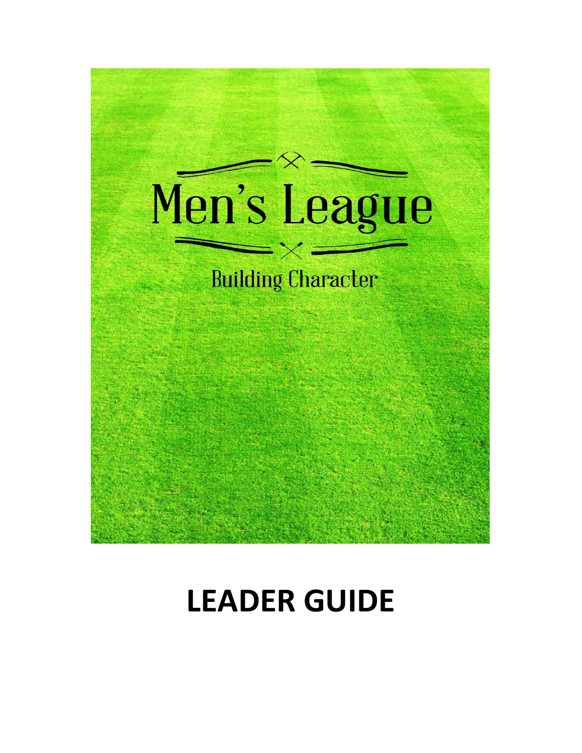# Men's League

Building Character

# LEADER GUIDE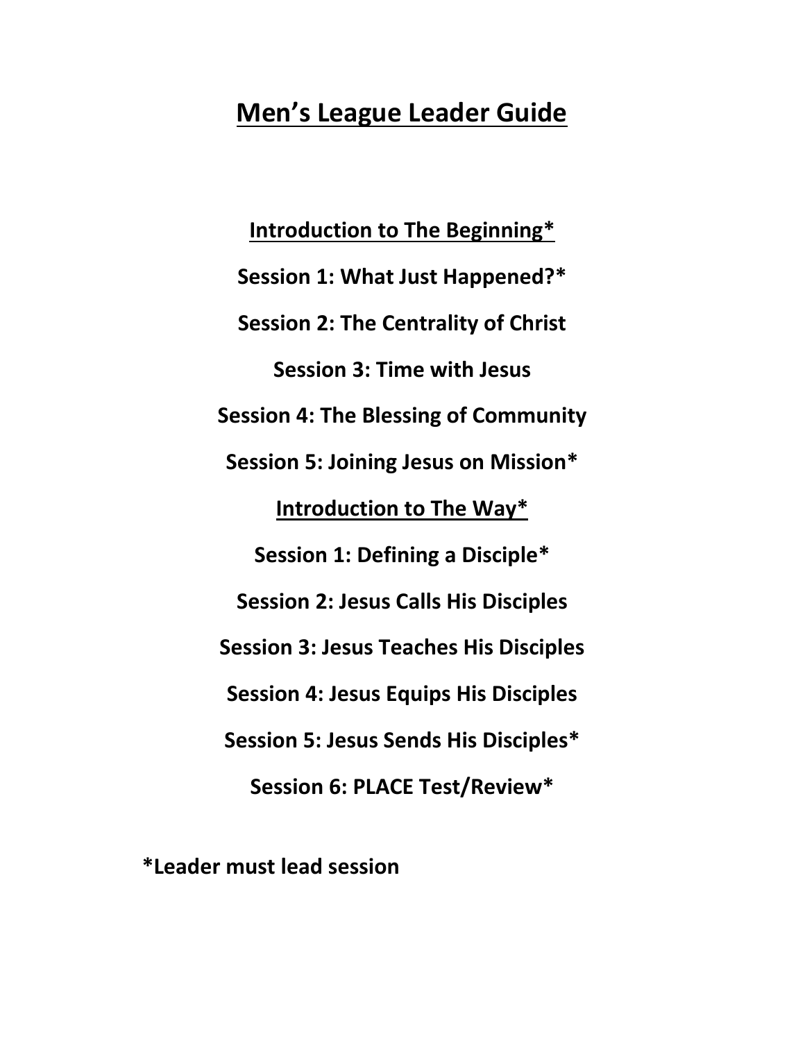# Men's League Leader Guide

**Introduction to The Beginning***

**Session 1: What Just Happened?***

**Session 2: The Centrality of Christ**

**Session 3: Time with Jesus**

**Session 4: The Blessing of Community**

**Session 5: Joining Jesus on Mission***

**Introduction to The Way***

**Session 1: Defining a Disciple***

**Session 2: Jesus Calls His Disciples**

**Session 3: Jesus Teaches His Disciples**

**Session 4: Jesus Equips His Disciples**

**Session 5: Jesus Sends His Disciples***

**Session 6: PLACE Test/Review***

***Leader must lead session**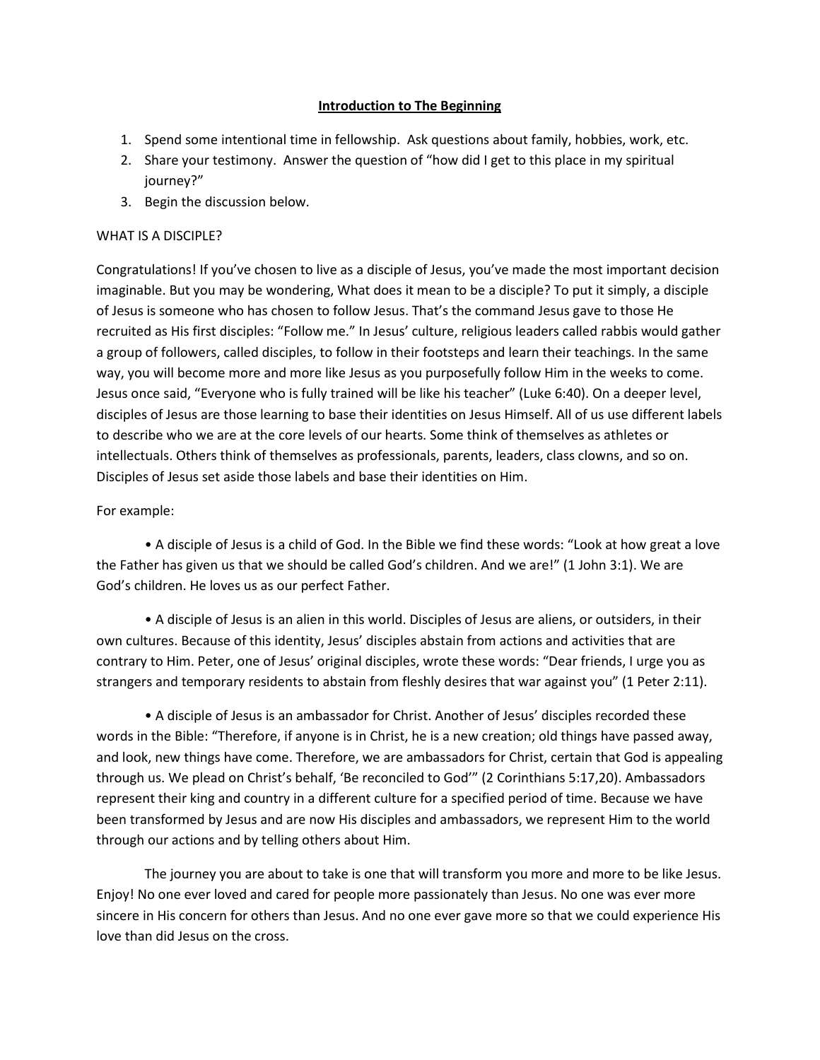## Introduction to The Beginning

1. Spend some intentional time in fellowship. Ask questions about family, hobbies, work, etc.
2. Share your testimony. Answer the question of "how did I get to this place in my spiritual journey?"
3. Begin the discussion below.

WHAT IS A DISCIPLE?

Congratulations! If you've chosen to live as a disciple of Jesus, you've made the most important decision imaginable. But you may be wondering, What does it mean to be a disciple? To put it simply, a disciple of Jesus is someone who has chosen to follow Jesus. That's the command Jesus gave to those He recruited as His first disciples: "Follow me." In Jesus' culture, religious leaders called rabbis would gather a group of followers, called disciples, to follow in their footsteps and learn their teachings. In the same way, you will become more and more like Jesus as you purposefully follow Him in the weeks to come. Jesus once said, "Everyone who is fully trained will be like his teacher" (Luke 6:40). On a deeper level, disciples of Jesus are those learning to base their identities on Jesus Himself. All of us use different labels to describe who we are at the core levels of our hearts. Some think of themselves as athletes or intellectuals. Others think of themselves as professionals, parents, leaders, class clowns, and so on. Disciples of Jesus set aside those labels and base their identities on Him.

For example:

- A disciple of Jesus is a child of God. In the Bible we find these words: "Look at how great a love the Father has given us that we should be called God's children. And we are!" (1 John 3:1). We are God's children. He loves us as our perfect Father.

- A disciple of Jesus is an alien in this world. Disciples of Jesus are aliens, or outsiders, in their own cultures. Because of this identity, Jesus' disciples abstain from actions and activities that are contrary to Him. Peter, one of Jesus' original disciples, wrote these words: "Dear friends, I urge you as strangers and temporary residents to abstain from fleshly desires that war against you" (1 Peter 2:11).

- A disciple of Jesus is an ambassador for Christ. Another of Jesus' disciples recorded these words in the Bible: "Therefore, if anyone is in Christ, he is a new creation; old things have passed away, and look, new things have come. Therefore, we are ambassadors for Christ, certain that God is appealing through us. We plead on Christ's behalf, 'Be reconciled to God'" (2 Corinthians 5:17,20). Ambassadors represent their king and country in a different culture for a specified period of time. Because we have been transformed by Jesus and are now His disciples and ambassadors, we represent Him to the world through our actions and by telling others about Him.

The journey you are about to take is one that will transform you more and more to be like Jesus. Enjoy! No one ever loved and cared for people more passionately than Jesus. No one was ever more sincere in His concern for others than Jesus. And no one ever gave more so that we could experience His love than did Jesus on the cross.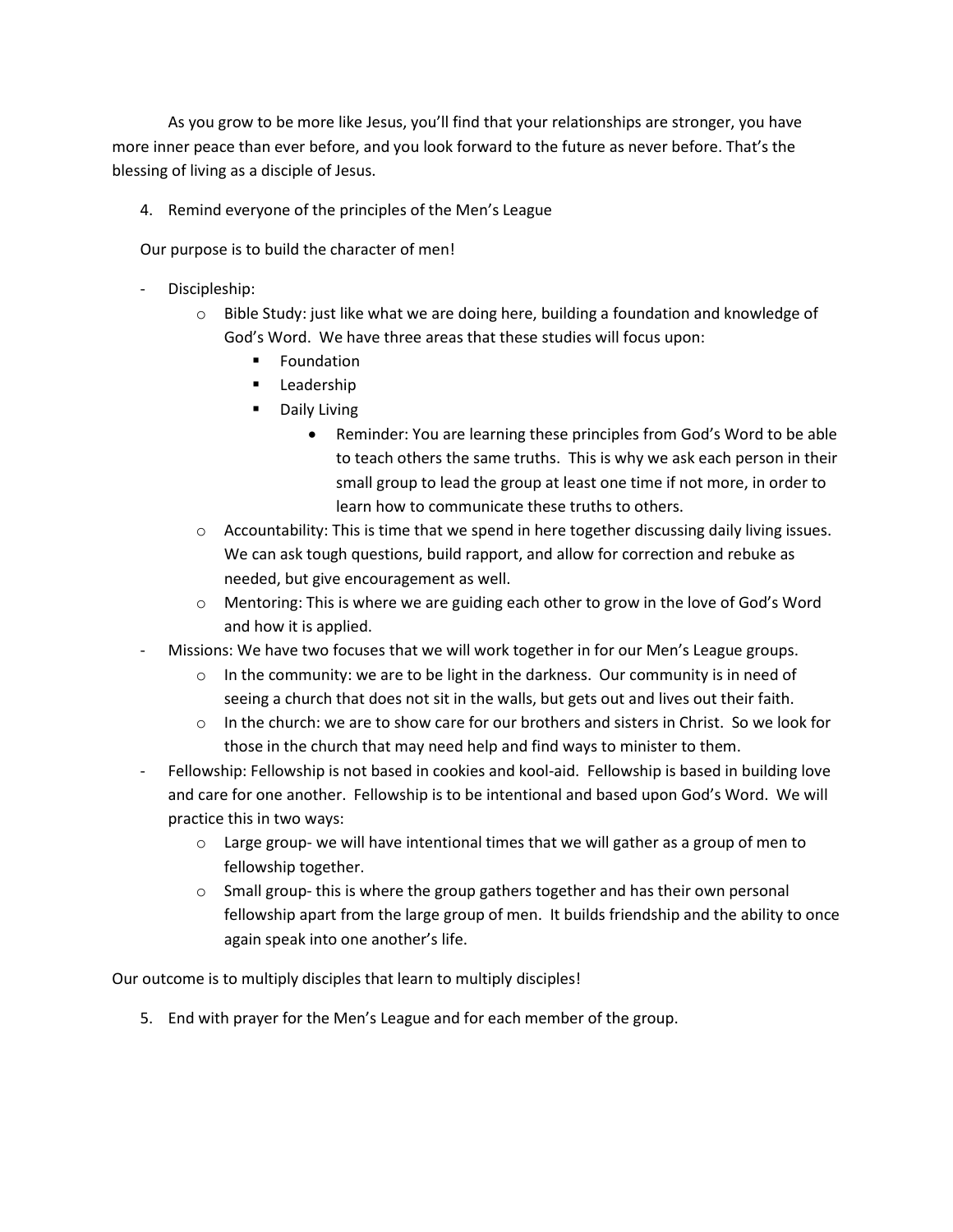As you grow to be more like Jesus, you'll find that your relationships are stronger, you have more inner peace than ever before, and you look forward to the future as never before. That's the blessing of living as a disciple of Jesus.

4. Remind everyone of the principles of the Men's League

Our purpose is to build the character of men!

- Discipleship:
  - Bible Study: just like what we are doing here, building a foundation and knowledge of God's Word. We have three areas that these studies will focus upon:
    - Foundation
    - Leadership
    - Daily Living
      - Reminder: You are learning these principles from God's Word to be able to teach others the same truths. This is why we ask each person in their small group to lead the group at least one time if not more, in order to learn how to communicate these truths to others.
  - Accountability: This is time that we spend in here together discussing daily living issues. We can ask tough questions, build rapport, and allow for correction and rebuke as needed, but give encouragement as well.
  - Mentoring: This is where we are guiding each other to grow in the love of God's Word and how it is applied.
- Missions: We have two focuses that we will work together in for our Men's League groups.
  - In the community: we are to be light in the darkness. Our community is in need of seeing a church that does not sit in the walls, but gets out and lives out their faith.
  - In the church: we are to show care for our brothers and sisters in Christ. So we look for those in the church that may need help and find ways to minister to them.
- Fellowship: Fellowship is not based in cookies and kool-aid. Fellowship is based in building love and care for one another. Fellowship is to be intentional and based upon God's Word. We will practice this in two ways:
  - Large group- we will have intentional times that we will gather as a group of men to fellowship together.
  - Small group- this is where the group gathers together and has their own personal fellowship apart from the large group of men. It builds friendship and the ability to once again speak into one another's life.

Our outcome is to multiply disciples that learn to multiply disciples!

5. End with prayer for the Men's League and for each member of the group.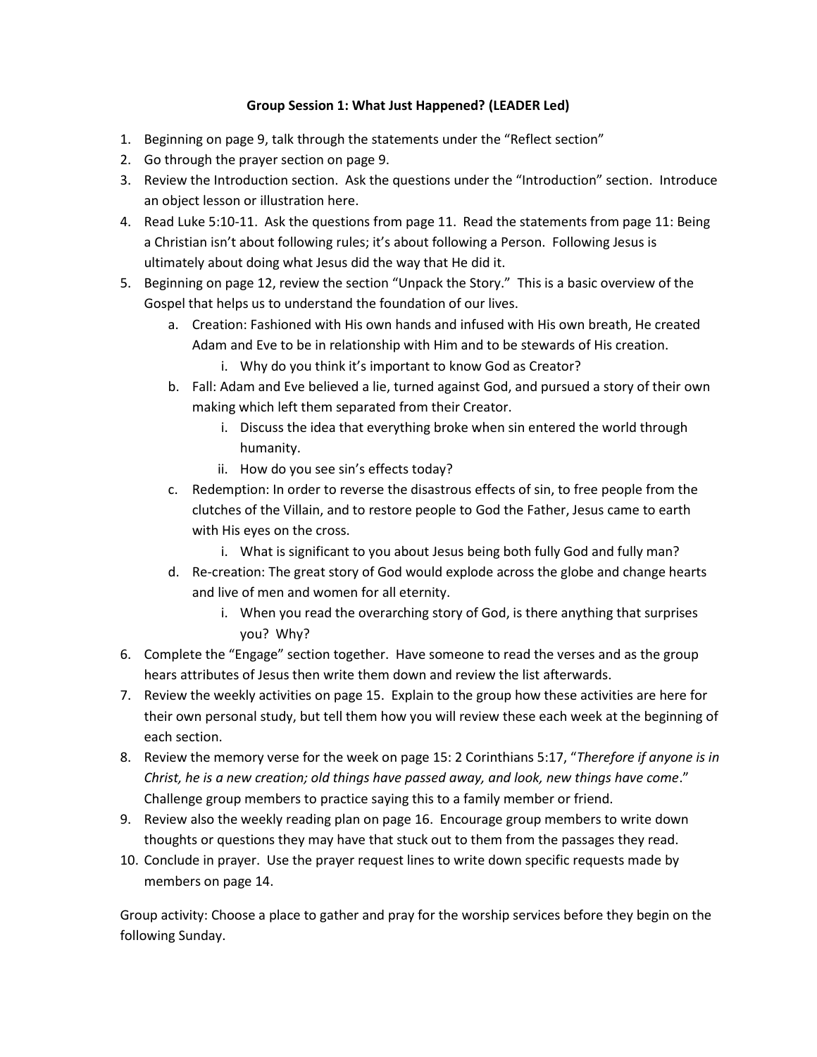**Group Session 1: What Just Happened? (LEADER Led)**

1. Beginning on page 9, talk through the statements under the "Reflect section"
2. Go through the prayer section on page 9.
3. Review the Introduction section. Ask the questions under the "Introduction" section. Introduce an object lesson or illustration here.
4. Read Luke 5:10-11. Ask the questions from page 11. Read the statements from page 11: Being a Christian isn't about following rules; it's about following a Person. Following Jesus is ultimately about doing what Jesus did the way that He did it.
5. Beginning on page 12, review the section "Unpack the Story." This is a basic overview of the Gospel that helps us to understand the foundation of our lives.
    a. Creation: Fashioned with His own hands and infused with His own breath, He created Adam and Eve to be in relationship with Him and to be stewards of His creation.
        i. Why do you think it's important to know God as Creator?
    b. Fall: Adam and Eve believed a lie, turned against God, and pursued a story of their own making which left them separated from their Creator.
        i. Discuss the idea that everything broke when sin entered the world through humanity.
        ii. How do you see sin's effects today?
    c. Redemption: In order to reverse the disastrous effects of sin, to free people from the clutches of the Villain, and to restore people to God the Father, Jesus came to earth with His eyes on the cross.
        i. What is significant to you about Jesus being both fully God and fully man?
    d. Re-creation: The great story of God would explode across the globe and change hearts and live of men and women for all eternity.
        i. When you read the overarching story of God, is there anything that surprises you? Why?
6. Complete the "Engage" section together. Have someone to read the verses and as the group hears attributes of Jesus then write them down and review the list afterwards.
7. Review the weekly activities on page 15. Explain to the group how these activities are here for their own personal study, but tell them how you will review these each week at the beginning of each section.
8. Review the memory verse for the week on page 15: 2 Corinthians 5:17, "*Therefore if anyone is in Christ, he is a new creation; old things have passed away, and look, new things have come*." Challenge group members to practice saying this to a family member or friend.
9. Review also the weekly reading plan on page 16. Encourage group members to write down thoughts or questions they may have that stuck out to them from the passages they read.
10. Conclude in prayer. Use the prayer request lines to write down specific requests made by members on page 14.

Group activity: Choose a place to gather and pray for the worship services before they begin on the following Sunday.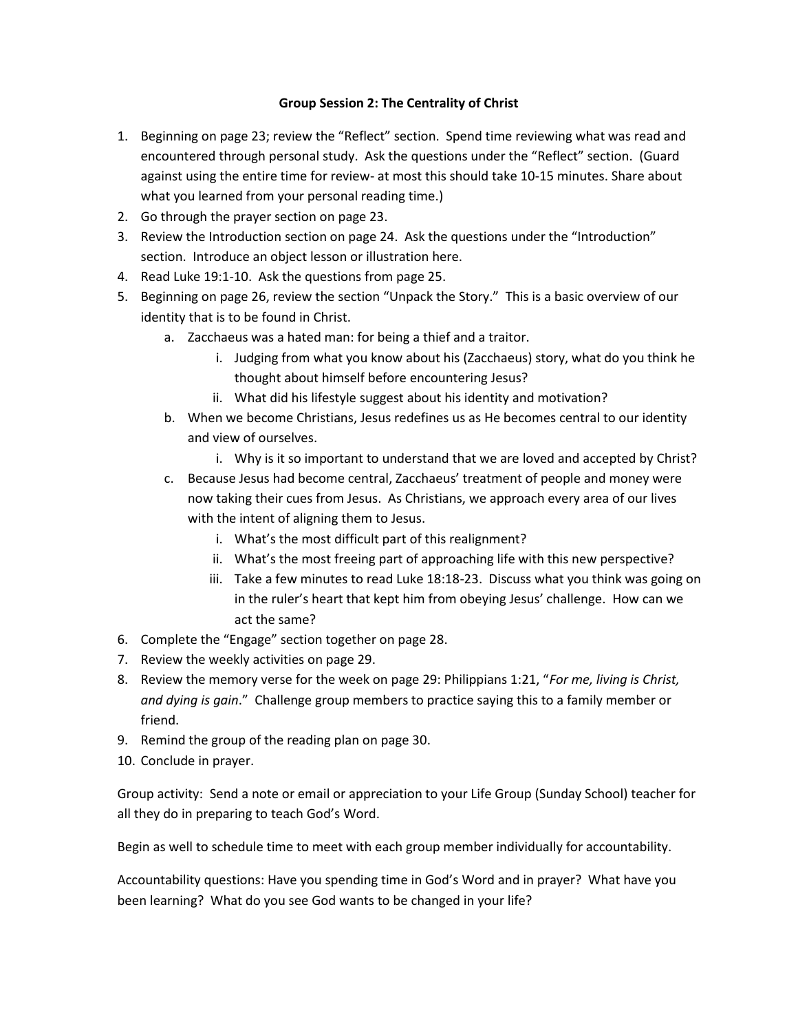**Group Session 2: The Centrality of Christ**

1. Beginning on page 23; review the "Reflect" section. Spend time reviewing what was read and encountered through personal study. Ask the questions under the "Reflect" section. (Guard against using the entire time for review- at most this should take 10-15 minutes. Share about what you learned from your personal reading time.)
2. Go through the prayer section on page 23.
3. Review the Introduction section on page 24. Ask the questions under the "Introduction" section. Introduce an object lesson or illustration here.
4. Read Luke 19:1-10. Ask the questions from page 25.
5. Beginning on page 26, review the section "Unpack the Story." This is a basic overview of our identity that is to be found in Christ.
   a. Zacchaeus was a hated man: for being a thief and a traitor.
      i. Judging from what you know about his (Zacchaeus) story, what do you think he thought about himself before encountering Jesus?
      ii. What did his lifestyle suggest about his identity and motivation?
   b. When we become Christians, Jesus redefines us as He becomes central to our identity and view of ourselves.
      i. Why is it so important to understand that we are loved and accepted by Christ?
   c. Because Jesus had become central, Zacchaeus' treatment of people and money were now taking their cues from Jesus. As Christians, we approach every area of our lives with the intent of aligning them to Jesus.
      i. What's the most difficult part of this realignment?
      ii. What's the most freeing part of approaching life with this new perspective?
      iii. Take a few minutes to read Luke 18:18-23. Discuss what you think was going on in the ruler's heart that kept him from obeying Jesus' challenge. How can we act the same?
6. Complete the "Engage" section together on page 28.
7. Review the weekly activities on page 29.
8. Review the memory verse for the week on page 29: Philippians 1:21, "*For me, living is Christ, and dying is gain*." Challenge group members to practice saying this to a family member or friend.
9. Remind the group of the reading plan on page 30.
10. Conclude in prayer.

Group activity: Send a note or email or appreciation to your Life Group (Sunday School) teacher for all they do in preparing to teach God's Word.

Begin as well to schedule time to meet with each group member individually for accountability.

Accountability questions: Have you spending time in God's Word and in prayer? What have you been learning? What do you see God wants to be changed in your life?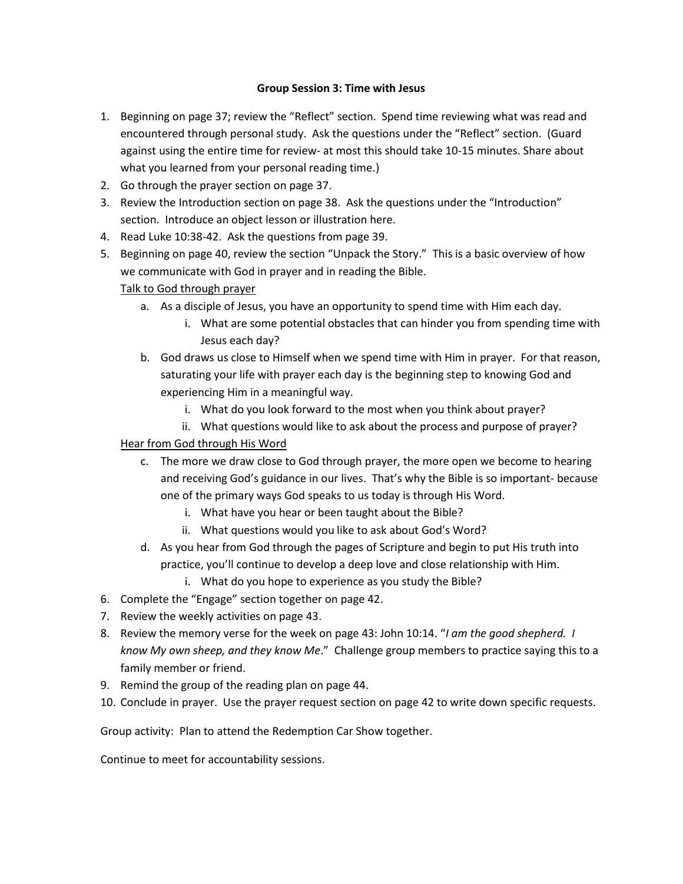**Group Session 3: Time with Jesus**

1. Beginning on page 37; review the "Reflect" section. Spend time reviewing what was read and encountered through personal study. Ask the questions under the "Reflect" section. (Guard against using the entire time for review- at most this should take 10-15 minutes. Share about what you learned from your personal reading time.)
2. Go through the prayer section on page 37.
3. Review the Introduction section on page 38. Ask the questions under the "Introduction" section. Introduce an object lesson or illustration here.
4. Read Luke 10:38-42. Ask the questions from page 39.
5. Beginning on page 40, review the section "Unpack the Story." This is a basic overview of how we communicate with God in prayer and in reading the Bible.

   <u>Talk to God through prayer</u>

   a. As a disciple of Jesus, you have an opportunity to spend time with Him each day.
      i. What are some potential obstacles that can hinder you from spending time with Jesus each day?
   b. God draws us close to Himself when we spend time with Him in prayer. For that reason, saturating your life with prayer each day is the beginning step to knowing God and experiencing Him in a meaningful way.
      i. What do you look forward to the most when you think about prayer?
      ii. What questions would like to ask about the process and purpose of prayer?

   <u>Hear from God through His Word</u>

   c. The more we draw close to God through prayer, the more open we become to hearing and receiving God's guidance in our lives. That's why the Bible is so important- because one of the primary ways God speaks to us today is through His Word.
      i. What have you hear or been taught about the Bible?
      ii. What questions would you like to ask about God's Word?
   d. As you hear from God through the pages of Scripture and begin to put His truth into practice, you'll continue to develop a deep love and close relationship with Him.
      i. What do you hope to experience as you study the Bible?
6. Complete the "Engage" section together on page 42.
7. Review the weekly activities on page 43.
8. Review the memory verse for the week on page 43: John 10:14. "*I am the good shepherd. I know My own sheep, and they know Me*." Challenge group members to practice saying this to a family member or friend.
9. Remind the group of the reading plan on page 44.
10. Conclude in prayer. Use the prayer request section on page 42 to write down specific requests.

Group activity: Plan to attend the Redemption Car Show together.

Continue to meet for accountability sessions.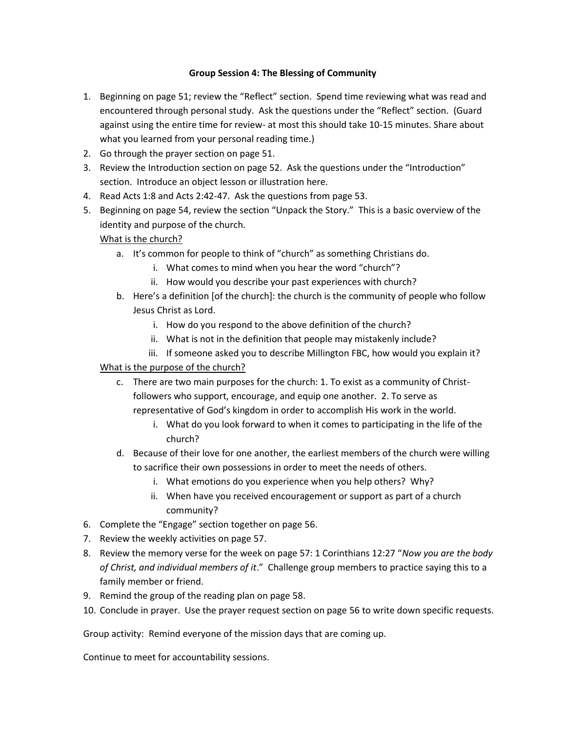**Group Session 4: The Blessing of Community**

1. Beginning on page 51; review the "Reflect" section. Spend time reviewing what was read and encountered through personal study. Ask the questions under the "Reflect" section. (Guard against using the entire time for review- at most this should take 10-15 minutes. Share about what you learned from your personal reading time.)
2. Go through the prayer section on page 51.
3. Review the Introduction section on page 52. Ask the questions under the "Introduction" section. Introduce an object lesson or illustration here.
4. Read Acts 1:8 and Acts 2:42-47. Ask the questions from page 53.
5. Beginning on page 54, review the section "Unpack the Story." This is a basic overview of the identity and purpose of the church.

   <u>What is the church?</u>

   a. It's common for people to think of "church" as something Christians do.
      i. What comes to mind when you hear the word "church"?
      ii. How would you describe your past experiences with church?
   b. Here's a definition [of the church]: the church is the community of people who follow Jesus Christ as Lord.
      i. How do you respond to the above definition of the church?
      ii. What is not in the definition that people may mistakenly include?
      iii. If someone asked you to describe Millington FBC, how would you explain it?

   <u>What is the purpose of the church?</u>

   c. There are two main purposes for the church: 1. To exist as a community of Christ-followers who support, encourage, and equip one another. 2. To serve as representative of God's kingdom in order to accomplish His work in the world.
      i. What do you look forward to when it comes to participating in the life of the church?
   d. Because of their love for one another, the earliest members of the church were willing to sacrifice their own possessions in order to meet the needs of others.
      i. What emotions do you experience when you help others? Why?
      ii. When have you received encouragement or support as part of a church community?
6. Complete the "Engage" section together on page 56.
7. Review the weekly activities on page 57.
8. Review the memory verse for the week on page 57: 1 Corinthians 12:27 "*Now you are the body of Christ, and individual members of it*." Challenge group members to practice saying this to a family member or friend.
9. Remind the group of the reading plan on page 58.
10. Conclude in prayer. Use the prayer request section on page 56 to write down specific requests.

Group activity: Remind everyone of the mission days that are coming up.

Continue to meet for accountability sessions.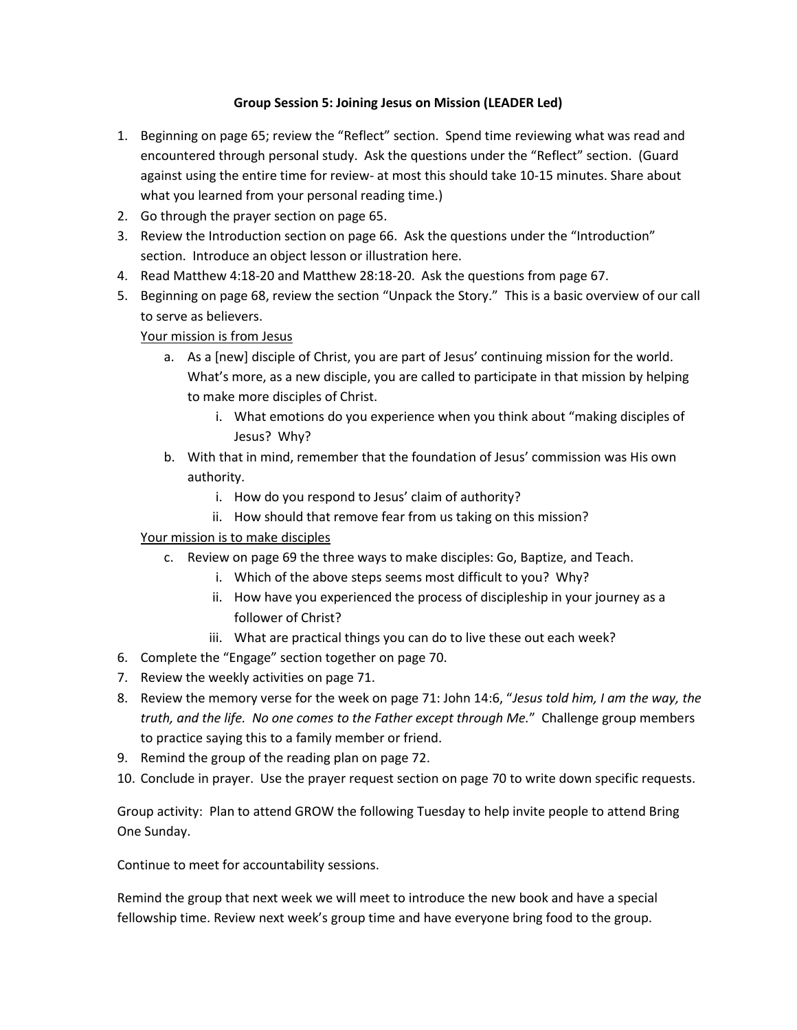**Group Session 5: Joining Jesus on Mission (LEADER Led)**

1. Beginning on page 65; review the "Reflect" section. Spend time reviewing what was read and encountered through personal study. Ask the questions under the "Reflect" section. (Guard against using the entire time for review- at most this should take 10-15 minutes. Share about what you learned from your personal reading time.)
2. Go through the prayer section on page 65.
3. Review the Introduction section on page 66. Ask the questions under the "Introduction" section. Introduce an object lesson or illustration here.
4. Read Matthew 4:18-20 and Matthew 28:18-20. Ask the questions from page 67.
5. Beginning on page 68, review the section "Unpack the Story." This is a basic overview of our call to serve as believers.

   <u>Your mission is from Jesus</u>

   a. As a [new] disciple of Christ, you are part of Jesus' continuing mission for the world. What's more, as a new disciple, you are called to participate in that mission by helping to make more disciples of Christ.
      i. What emotions do you experience when you think about "making disciples of Jesus? Why?
   b. With that in mind, remember that the foundation of Jesus' commission was His own authority.
      i. How do you respond to Jesus' claim of authority?
      ii. How should that remove fear from us taking on this mission?

   <u>Your mission is to make disciples</u>

   c. Review on page 69 the three ways to make disciples: Go, Baptize, and Teach.
      i. Which of the above steps seems most difficult to you? Why?
      ii. How have you experienced the process of discipleship in your journey as a follower of Christ?
      iii. What are practical things you can do to live these out each week?
6. Complete the "Engage" section together on page 70.
7. Review the weekly activities on page 71.
8. Review the memory verse for the week on page 71: John 14:6, "*Jesus told him, I am the way, the truth, and the life. No one comes to the Father except through Me.*" Challenge group members to practice saying this to a family member or friend.
9. Remind the group of the reading plan on page 72.
10. Conclude in prayer. Use the prayer request section on page 70 to write down specific requests.

Group activity: Plan to attend GROW the following Tuesday to help invite people to attend Bring One Sunday.

Continue to meet for accountability sessions.

Remind the group that next week we will meet to introduce the new book and have a special fellowship time. Review next week's group time and have everyone bring food to the group.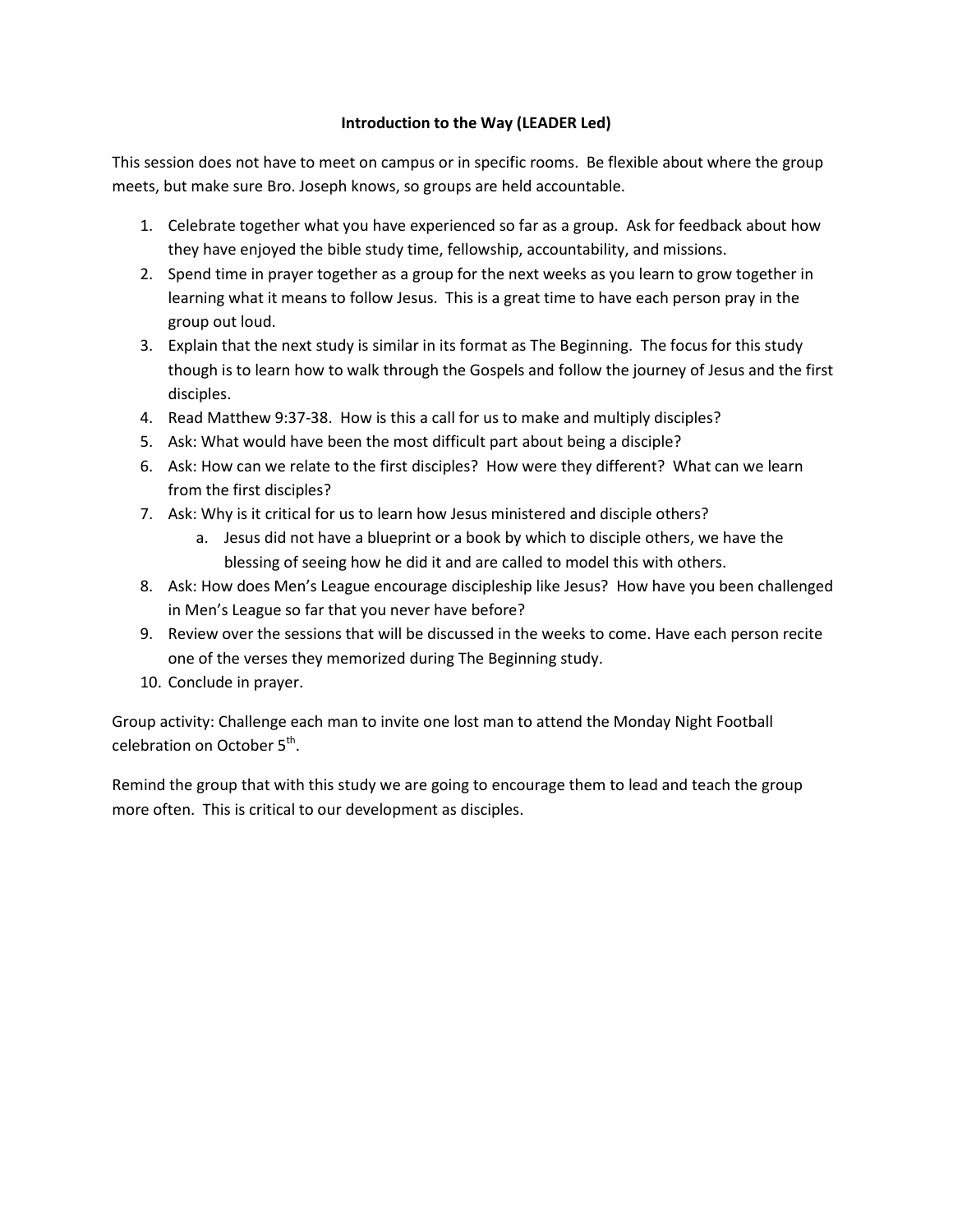**Introduction to the Way (LEADER Led)**

This session does not have to meet on campus or in specific rooms. Be flexible about where the group meets, but make sure Bro. Joseph knows, so groups are held accountable.

1. Celebrate together what you have experienced so far as a group. Ask for feedback about how they have enjoyed the bible study time, fellowship, accountability, and missions.
2. Spend time in prayer together as a group for the next weeks as you learn to grow together in learning what it means to follow Jesus. This is a great time to have each person pray in the group out loud.
3. Explain that the next study is similar in its format as The Beginning. The focus for this study though is to learn how to walk through the Gospels and follow the journey of Jesus and the first disciples.
4. Read Matthew 9:37-38. How is this a call for us to make and multiply disciples?
5. Ask: What would have been the most difficult part about being a disciple?
6. Ask: How can we relate to the first disciples? How were they different? What can we learn from the first disciples?
7. Ask: Why is it critical for us to learn how Jesus ministered and disciple others?
    a. Jesus did not have a blueprint or a book by which to disciple others, we have the blessing of seeing how he did it and are called to model this with others.
8. Ask: How does Men's League encourage discipleship like Jesus? How have you been challenged in Men's League so far that you never have before?
9. Review over the sessions that will be discussed in the weeks to come. Have each person recite one of the verses they memorized during The Beginning study.
10. Conclude in prayer.

Group activity: Challenge each man to invite one lost man to attend the Monday Night Football celebration on October 5th.

Remind the group that with this study we are going to encourage them to lead and teach the group more often. This is critical to our development as disciples.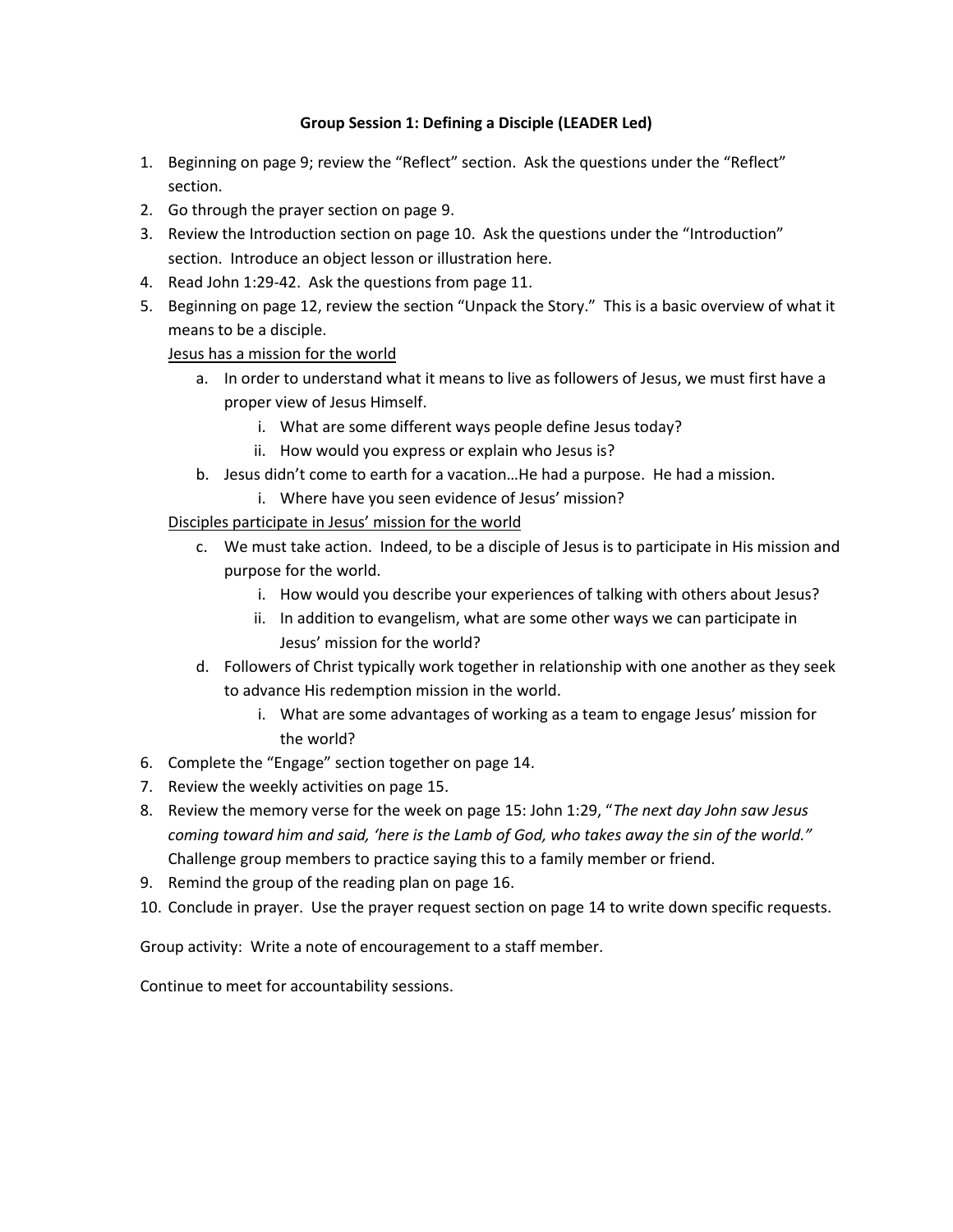**Group Session 1: Defining a Disciple (LEADER Led)**

1. Beginning on page 9; review the "Reflect" section. Ask the questions under the "Reflect" section.
2. Go through the prayer section on page 9.
3. Review the Introduction section on page 10. Ask the questions under the "Introduction" section. Introduce an object lesson or illustration here.
4. Read John 1:29-42. Ask the questions from page 11.
5. Beginning on page 12, review the section "Unpack the Story." This is a basic overview of what it means to be a disciple.

   <u>Jesus has a mission for the world</u>

   a. In order to understand what it means to live as followers of Jesus, we must first have a proper view of Jesus Himself.
      i. What are some different ways people define Jesus today?
      ii. How would you express or explain who Jesus is?
   b. Jesus didn't come to earth for a vacation…He had a purpose. He had a mission.
      i. Where have you seen evidence of Jesus' mission?

   <u>Disciples participate in Jesus' mission for the world</u>

   c. We must take action. Indeed, to be a disciple of Jesus is to participate in His mission and purpose for the world.
      i. How would you describe your experiences of talking with others about Jesus?
      ii. In addition to evangelism, what are some other ways we can participate in Jesus' mission for the world?
   d. Followers of Christ typically work together in relationship with one another as they seek to advance His redemption mission in the world.
      i. What are some advantages of working as a team to engage Jesus' mission for the world?
6. Complete the "Engage" section together on page 14.
7. Review the weekly activities on page 15.
8. Review the memory verse for the week on page 15: John 1:29, "*The next day John saw Jesus coming toward him and said, 'here is the Lamb of God, who takes away the sin of the world."* Challenge group members to practice saying this to a family member or friend.
9. Remind the group of the reading plan on page 16.
10. Conclude in prayer. Use the prayer request section on page 14 to write down specific requests.

Group activity: Write a note of encouragement to a staff member.

Continue to meet for accountability sessions.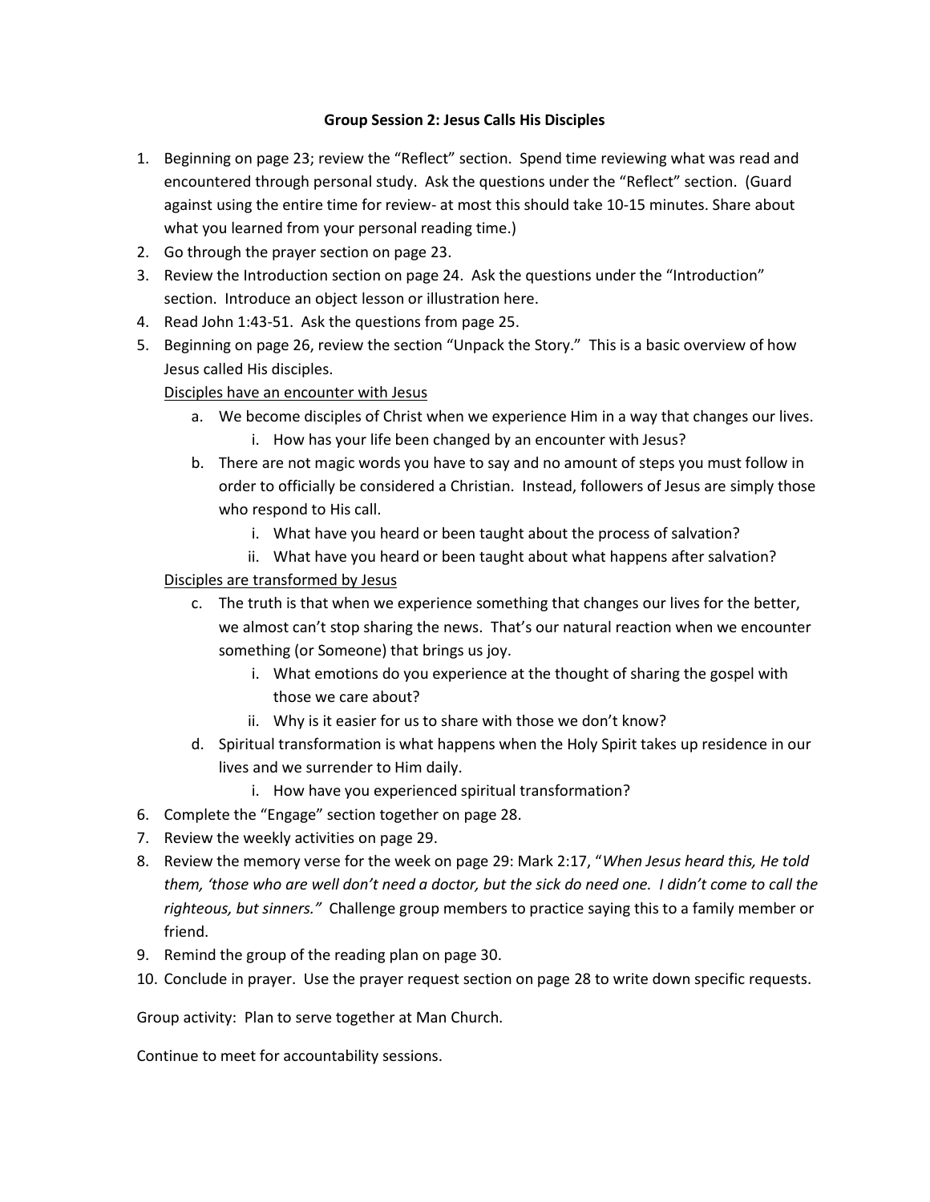**Group Session 2: Jesus Calls His Disciples**

1. Beginning on page 23; review the "Reflect" section. Spend time reviewing what was read and encountered through personal study. Ask the questions under the "Reflect" section. (Guard against using the entire time for review- at most this should take 10-15 minutes. Share about what you learned from your personal reading time.)
2. Go through the prayer section on page 23.
3. Review the Introduction section on page 24. Ask the questions under the "Introduction" section. Introduce an object lesson or illustration here.
4. Read John 1:43-51. Ask the questions from page 25.
5. Beginning on page 26, review the section "Unpack the Story." This is a basic overview of how Jesus called His disciples.

   <u>Disciples have an encounter with Jesus</u>

   a. We become disciples of Christ when we experience Him in a way that changes our lives.
      i. How has your life been changed by an encounter with Jesus?
   b. There are not magic words you have to say and no amount of steps you must follow in order to officially be considered a Christian. Instead, followers of Jesus are simply those who respond to His call.
      i. What have you heard or been taught about the process of salvation?
      ii. What have you heard or been taught about what happens after salvation?

   <u>Disciples are transformed by Jesus</u>

   c. The truth is that when we experience something that changes our lives for the better, we almost can't stop sharing the news. That's our natural reaction when we encounter something (or Someone) that brings us joy.
      i. What emotions do you experience at the thought of sharing the gospel with those we care about?
      ii. Why is it easier for us to share with those we don't know?
   d. Spiritual transformation is what happens when the Holy Spirit takes up residence in our lives and we surrender to Him daily.
      i. How have you experienced spiritual transformation?
6. Complete the "Engage" section together on page 28.
7. Review the weekly activities on page 29.
8. Review the memory verse for the week on page 29: Mark 2:17, "*When Jesus heard this, He told them, 'those who are well don't need a doctor, but the sick do need one. I didn't come to call the righteous, but sinners."* Challenge group members to practice saying this to a family member or friend.
9. Remind the group of the reading plan on page 30.
10. Conclude in prayer. Use the prayer request section on page 28 to write down specific requests.

Group activity: Plan to serve together at Man Church.

Continue to meet for accountability sessions.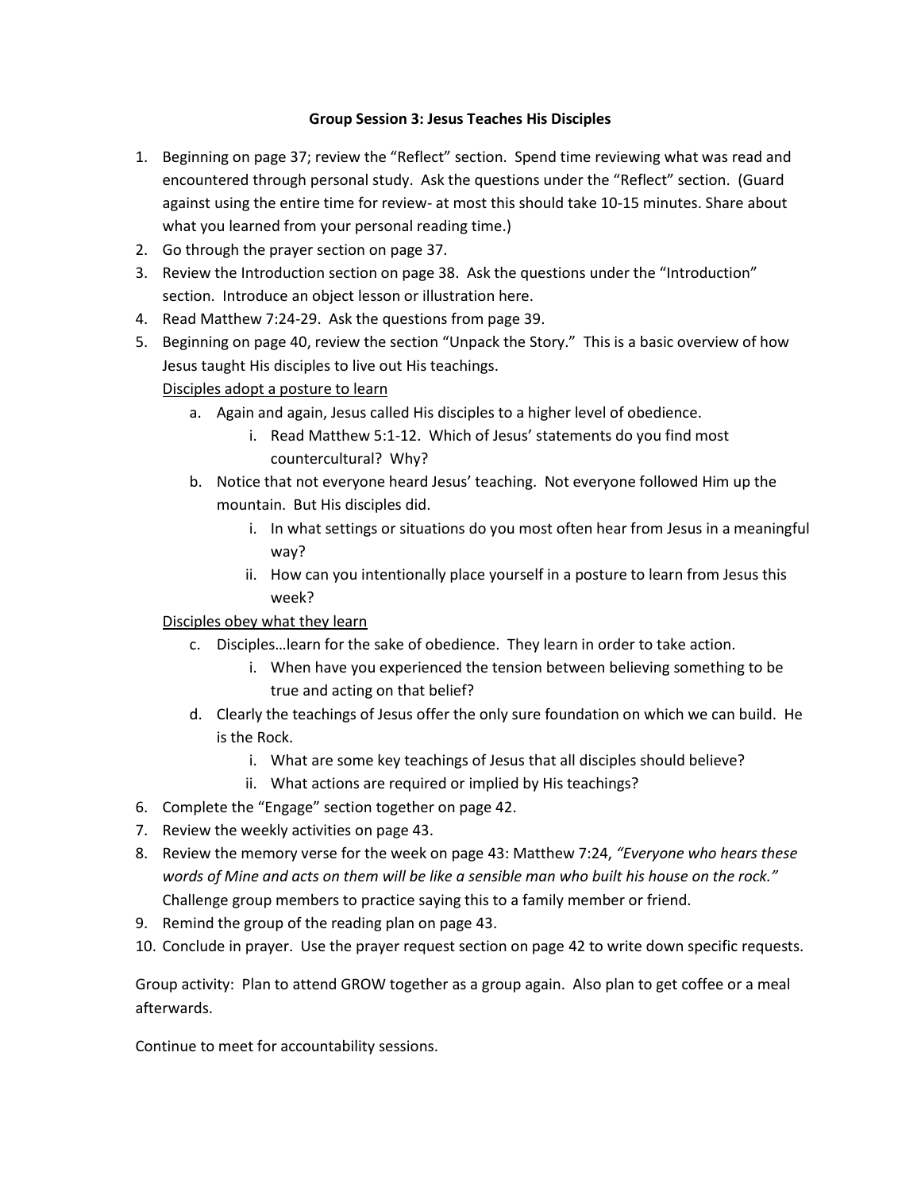## Group Session 3: Jesus Teaches His Disciples

1. Beginning on page 37; review the "Reflect" section. Spend time reviewing what was read and encountered through personal study. Ask the questions under the "Reflect" section. (Guard against using the entire time for review- at most this should take 10-15 minutes. Share about what you learned from your personal reading time.)
2. Go through the prayer section on page 37.
3. Review the Introduction section on page 38. Ask the questions under the "Introduction" section. Introduce an object lesson or illustration here.
4. Read Matthew 7:24-29. Ask the questions from page 39.
5. Beginning on page 40, review the section "Unpack the Story." This is a basic overview of how Jesus taught His disciples to live out His teachings.

   <u>Disciples adopt a posture to learn</u>

   a. Again and again, Jesus called His disciples to a higher level of obedience.
      i. Read Matthew 5:1-12. Which of Jesus' statements do you find most countercultural? Why?
   b. Notice that not everyone heard Jesus' teaching. Not everyone followed Him up the mountain. But His disciples did.
      i. In what settings or situations do you most often hear from Jesus in a meaningful way?
      ii. How can you intentionally place yourself in a posture to learn from Jesus this week?

   <u>Disciples obey what they learn</u>

   c. Disciples…learn for the sake of obedience. They learn in order to take action.
      i. When have you experienced the tension between believing something to be true and acting on that belief?
   d. Clearly the teachings of Jesus offer the only sure foundation on which we can build. He is the Rock.
      i. What are some key teachings of Jesus that all disciples should believe?
      ii. What actions are required or implied by His teachings?
6. Complete the "Engage" section together on page 42.
7. Review the weekly activities on page 43.
8. Review the memory verse for the week on page 43: Matthew 7:24, *"Everyone who hears these words of Mine and acts on them will be like a sensible man who built his house on the rock."* Challenge group members to practice saying this to a family member or friend.
9. Remind the group of the reading plan on page 43.
10. Conclude in prayer. Use the prayer request section on page 42 to write down specific requests.

Group activity: Plan to attend GROW together as a group again. Also plan to get coffee or a meal afterwards.

Continue to meet for accountability sessions.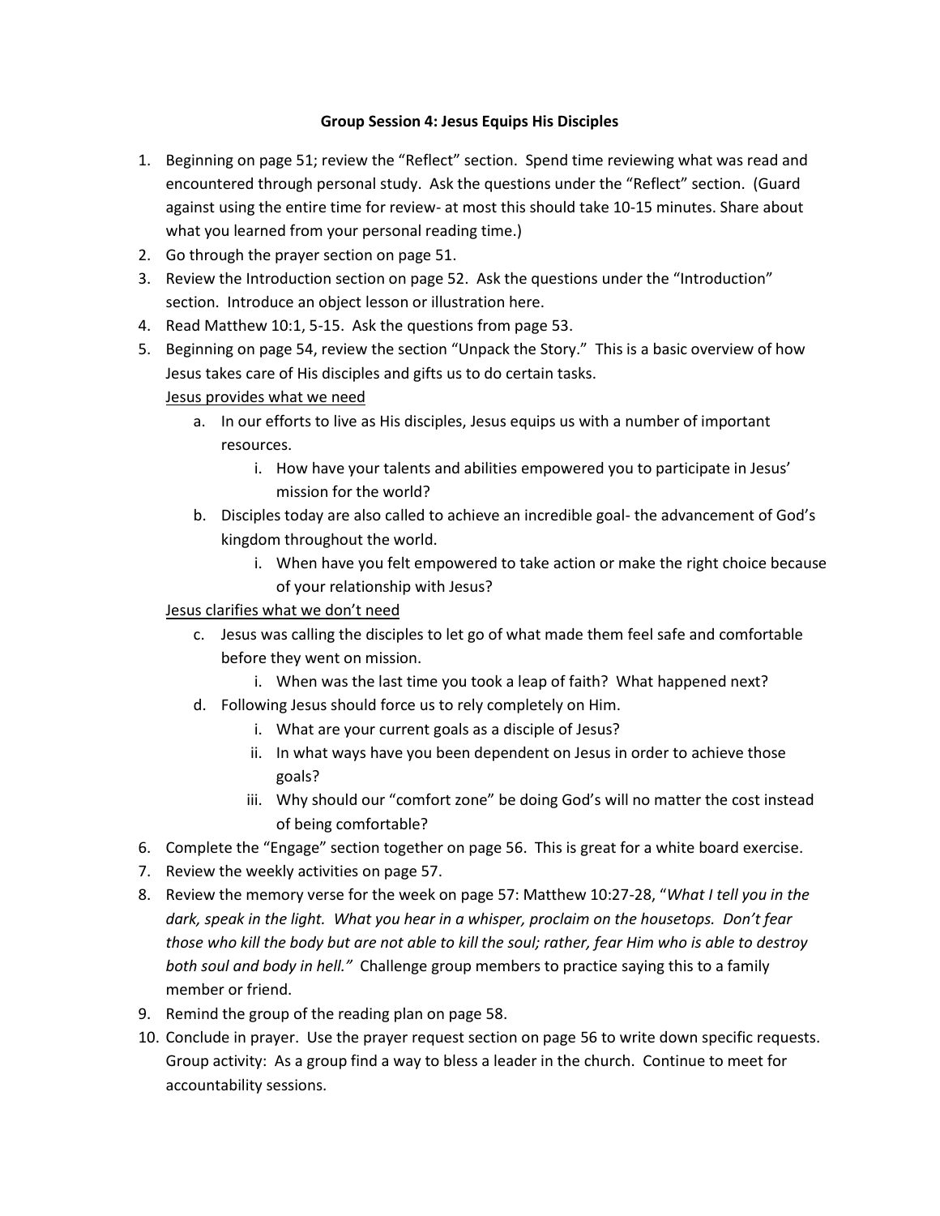**Group Session 4: Jesus Equips His Disciples**

1. Beginning on page 51; review the "Reflect" section. Spend time reviewing what was read and encountered through personal study. Ask the questions under the "Reflect" section. (Guard against using the entire time for review- at most this should take 10-15 minutes. Share about what you learned from your personal reading time.)
2. Go through the prayer section on page 51.
3. Review the Introduction section on page 52. Ask the questions under the "Introduction" section. Introduce an object lesson or illustration here.
4. Read Matthew 10:1, 5-15. Ask the questions from page 53.
5. Beginning on page 54, review the section "Unpack the Story." This is a basic overview of how Jesus takes care of His disciples and gifts us to do certain tasks.

   <u>Jesus provides what we need</u>

   a. In our efforts to live as His disciples, Jesus equips us with a number of important resources.
      i. How have your talents and abilities empowered you to participate in Jesus' mission for the world?
   b. Disciples today are also called to achieve an incredible goal- the advancement of God's kingdom throughout the world.
      i. When have you felt empowered to take action or make the right choice because of your relationship with Jesus?

   <u>Jesus clarifies what we don't need</u>

   c. Jesus was calling the disciples to let go of what made them feel safe and comfortable before they went on mission.
      i. When was the last time you took a leap of faith? What happened next?
   d. Following Jesus should force us to rely completely on Him.
      i. What are your current goals as a disciple of Jesus?
      ii. In what ways have you been dependent on Jesus in order to achieve those goals?
      iii. Why should our "comfort zone" be doing God's will no matter the cost instead of being comfortable?
6. Complete the "Engage" section together on page 56. This is great for a white board exercise.
7. Review the weekly activities on page 57.
8. Review the memory verse for the week on page 57: Matthew 10:27-28, "*What I tell you in the dark, speak in the light. What you hear in a whisper, proclaim on the housetops. Don't fear those who kill the body but are not able to kill the soul; rather, fear Him who is able to destroy both soul and body in hell.*" Challenge group members to practice saying this to a family member or friend.
9. Remind the group of the reading plan on page 58.
10. Conclude in prayer. Use the prayer request section on page 56 to write down specific requests. Group activity: As a group find a way to bless a leader in the church. Continue to meet for accountability sessions.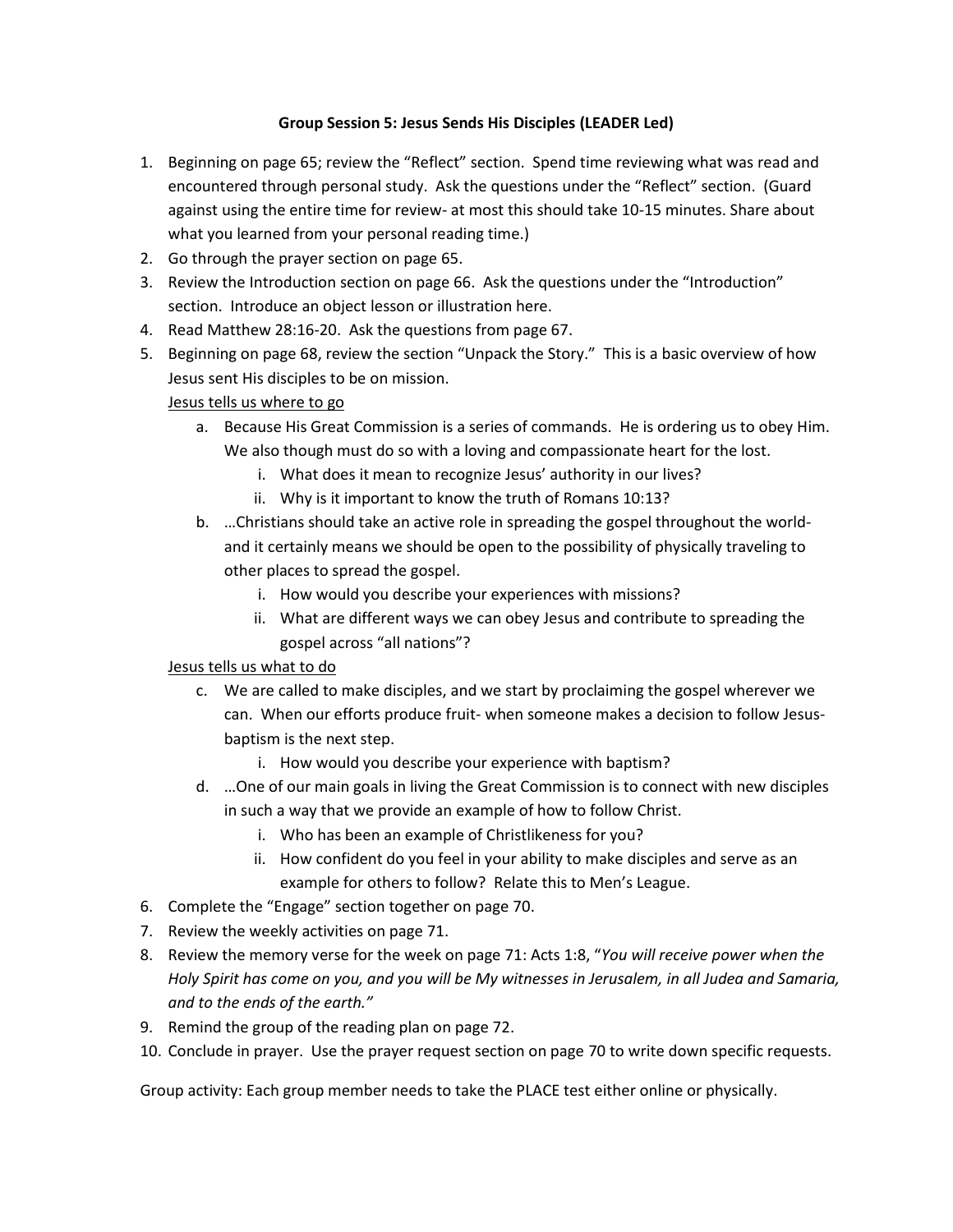**Group Session 5: Jesus Sends His Disciples (LEADER Led)**

1. Beginning on page 65; review the "Reflect" section. Spend time reviewing what was read and encountered through personal study. Ask the questions under the "Reflect" section. (Guard against using the entire time for review- at most this should take 10-15 minutes. Share about what you learned from your personal reading time.)
2. Go through the prayer section on page 65.
3. Review the Introduction section on page 66. Ask the questions under the "Introduction" section. Introduce an object lesson or illustration here.
4. Read Matthew 28:16-20. Ask the questions from page 67.
5. Beginning on page 68, review the section "Unpack the Story." This is a basic overview of how Jesus sent His disciples to be on mission.

   <u>Jesus tells us where to go</u>

   a. Because His Great Commission is a series of commands. He is ordering us to obey Him. We also though must do so with a loving and compassionate heart for the lost.
      i. What does it mean to recognize Jesus' authority in our lives?
      ii. Why is it important to know the truth of Romans 10:13?
   b. …Christians should take an active role in spreading the gospel throughout the world- and it certainly means we should be open to the possibility of physically traveling to other places to spread the gospel.
      i. How would you describe your experiences with missions?
      ii. What are different ways we can obey Jesus and contribute to spreading the gospel across "all nations"?

   <u>Jesus tells us what to do</u>

   c. We are called to make disciples, and we start by proclaiming the gospel wherever we can. When our efforts produce fruit- when someone makes a decision to follow Jesus- baptism is the next step.
      i. How would you describe your experience with baptism?
   d. …One of our main goals in living the Great Commission is to connect with new disciples in such a way that we provide an example of how to follow Christ.
      i. Who has been an example of Christlikeness for you?
      ii. How confident do you feel in your ability to make disciples and serve as an example for others to follow? Relate this to Men's League.
6. Complete the "Engage" section together on page 70.
7. Review the weekly activities on page 71.
8. Review the memory verse for the week on page 71: Acts 1:8, "*You will receive power when the Holy Spirit has come on you, and you will be My witnesses in Jerusalem, in all Judea and Samaria, and to the ends of the earth."*
9. Remind the group of the reading plan on page 72.
10. Conclude in prayer. Use the prayer request section on page 70 to write down specific requests.

Group activity: Each group member needs to take the PLACE test either online or physically.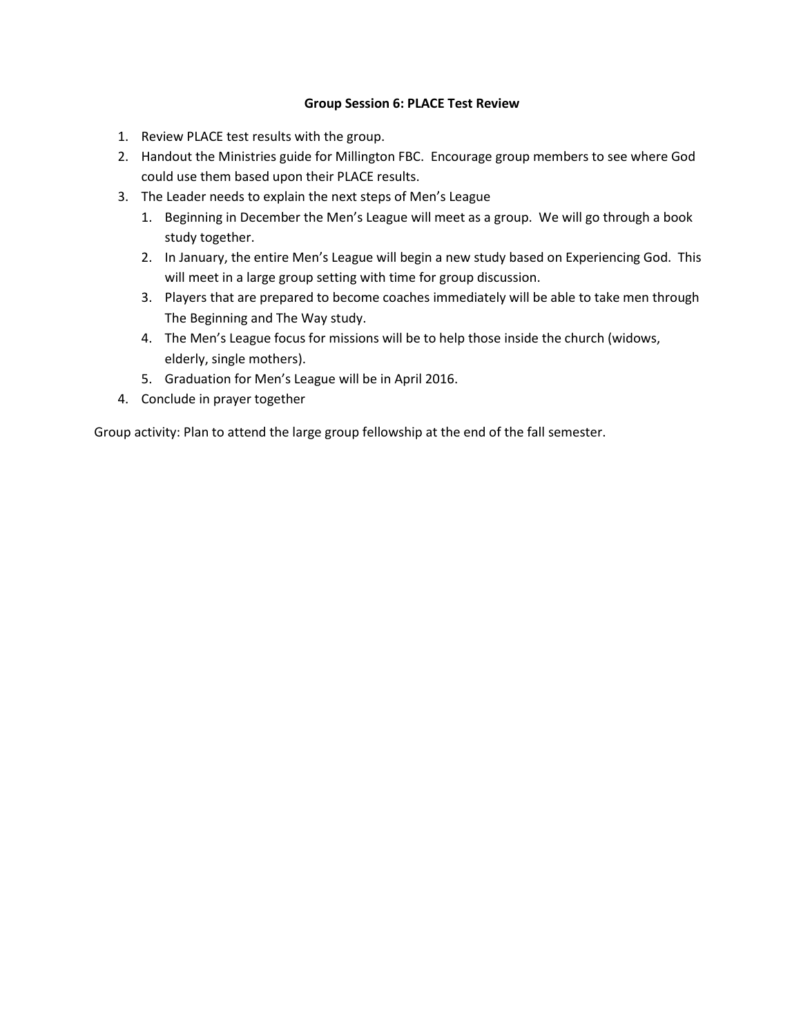**Group Session 6: PLACE Test Review**

1. Review PLACE test results with the group.
2. Handout the Ministries guide for Millington FBC. Encourage group members to see where God could use them based upon their PLACE results.
3. The Leader needs to explain the next steps of Men's League
   1. Beginning in December the Men's League will meet as a group. We will go through a book study together.
   2. In January, the entire Men's League will begin a new study based on Experiencing God. This will meet in a large group setting with time for group discussion.
   3. Players that are prepared to become coaches immediately will be able to take men through The Beginning and The Way study.
   4. The Men's League focus for missions will be to help those inside the church (widows, elderly, single mothers).
   5. Graduation for Men's League will be in April 2016.
4. Conclude in prayer together

Group activity: Plan to attend the large group fellowship at the end of the fall semester.